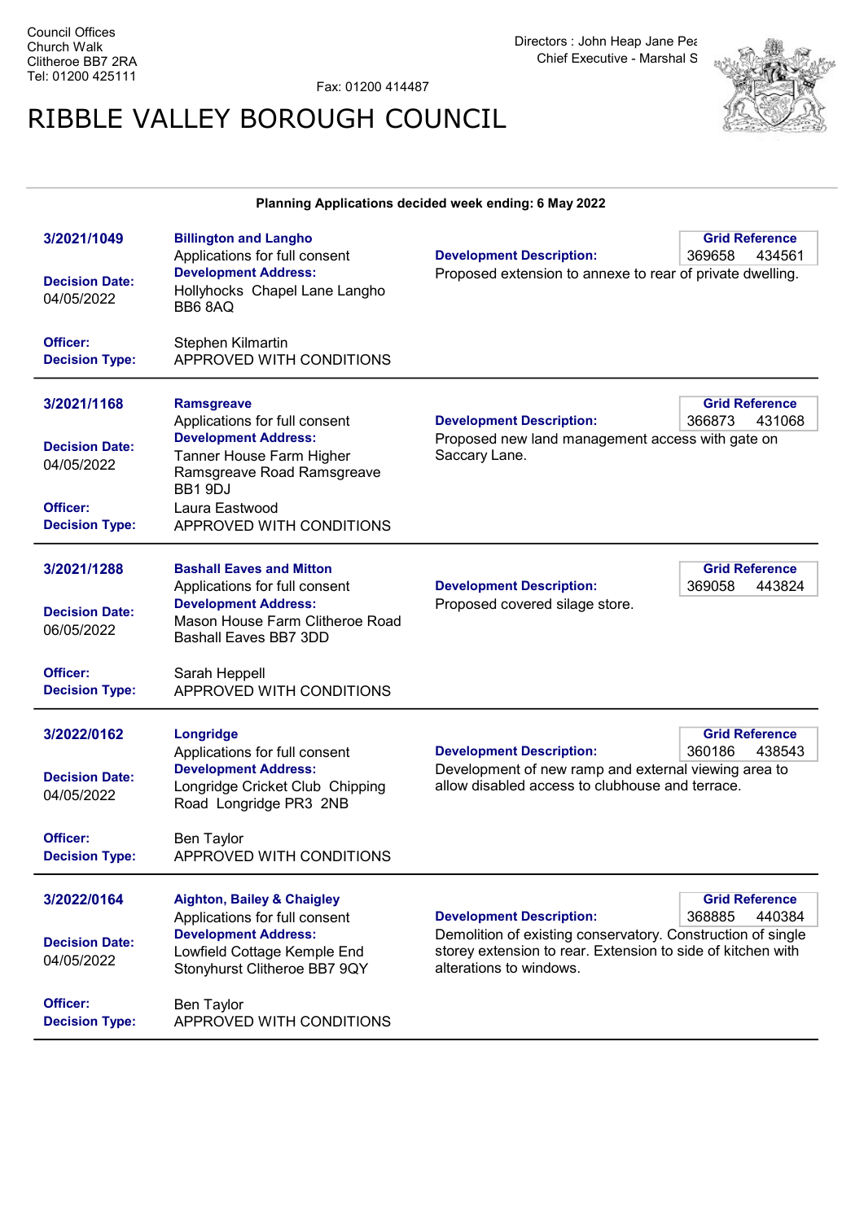Council Offices
Church Walk
Clitheroe BB7 2RA
Tel: 01200 425111

Fax: 01200 414487

Directors : John Heap Jane Pea
Chief Executive - Marshal S

# RIBBLE VALLEY BOROUGH COUNCIL

**Planning Applications decided week ending: 6 May 2022**

---

**3/2021/1049**

**Decision Date:** 04/05/2022

**Billington and Langho**
Applications for full consent
**Development Address:**
Hollyhocks Chapel Lane Langho BB6 8AQ

**Grid Reference** 369658 434561

**Development Description:**
Proposed extension to annexe to rear of private dwelling.

**Officer:** Stephen Kilmartin
**Decision Type:** APPROVED WITH CONDITIONS

---

**3/2021/1168**

**Decision Date:** 04/05/2022

**Ramsgreave**
Applications for full consent
**Development Address:**
Tanner House Farm Higher Ramsgreave Road Ramsgreave BB1 9DJ

**Grid Reference** 366873 431068

**Development Description:**
Proposed new land management access with gate on Saccary Lane.

**Officer:** Laura Eastwood
**Decision Type:** APPROVED WITH CONDITIONS

---

**3/2021/1288**

**Decision Date:** 06/05/2022

**Bashall Eaves and Mitton**
Applications for full consent
**Development Address:**
Mason House Farm Clitheroe Road Bashall Eaves BB7 3DD

**Grid Reference** 369058 443824

**Development Description:**
Proposed covered silage store.

**Officer:** Sarah Heppell
**Decision Type:** APPROVED WITH CONDITIONS

---

**3/2022/0162**

**Decision Date:** 04/05/2022

**Longridge**
Applications for full consent
**Development Address:**
Longridge Cricket Club Chipping Road Longridge PR3 2NB

**Grid Reference** 360186 438543

**Development Description:**
Development of new ramp and external viewing area to allow disabled access to clubhouse and terrace.

**Officer:** Ben Taylor
**Decision Type:** APPROVED WITH CONDITIONS

---

**3/2022/0164**

**Decision Date:** 04/05/2022

**Aighton, Bailey & Chaigley**
Applications for full consent
**Development Address:**
Lowfield Cottage Kemple End Stonyhurst Clitheroe BB7 9QY

**Grid Reference** 368885 440384

**Development Description:**
Demolition of existing conservatory. Construction of single storey extension to rear. Extension to side of kitchen with alterations to windows.

**Officer:** Ben Taylor
**Decision Type:** APPROVED WITH CONDITIONS

---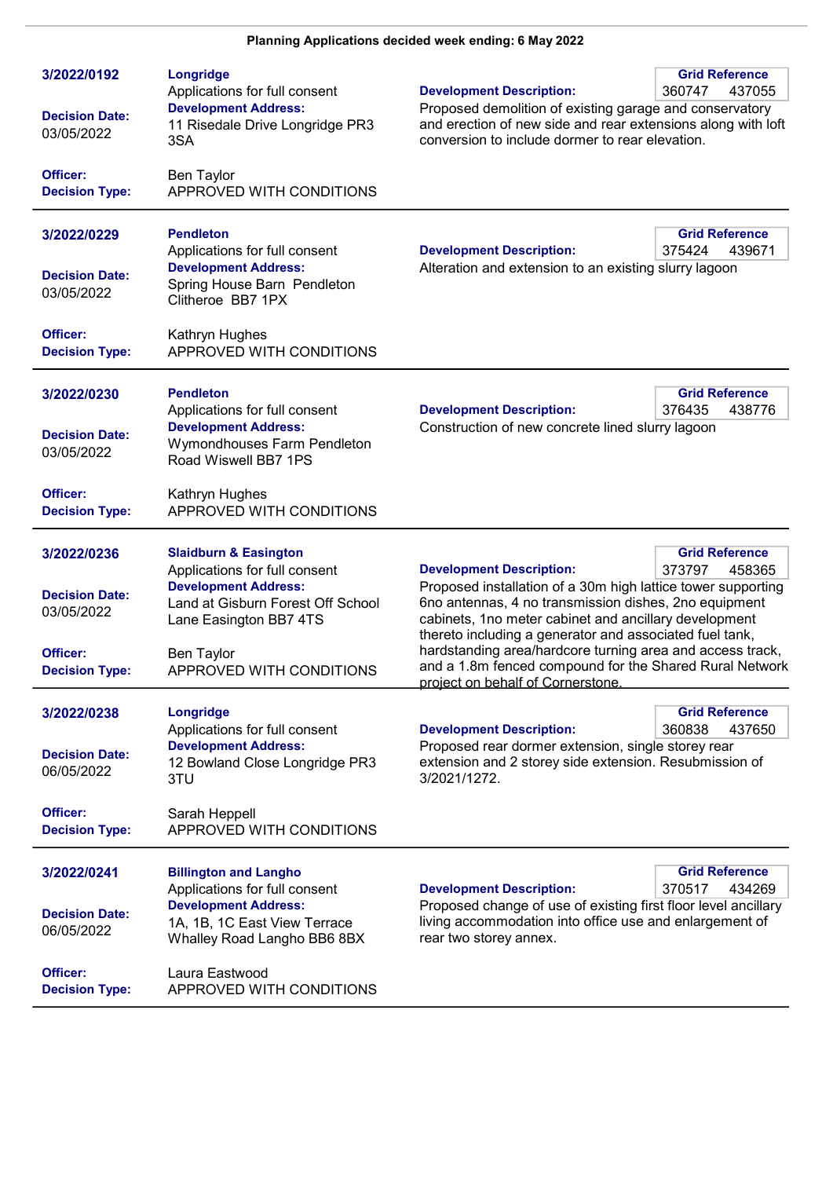**Planning Applications decided week ending: 6 May 2022**

---

**3/2022/0192**

**Longridge**
Applications for full consent

**Decision Date:** 03/05/2022

**Development Address:**
11 Risedale Drive Longridge PR3 3SA

**Officer:** Ben Taylor

**Decision Type:** APPROVED WITH CONDITIONS

**Grid Reference:** 360747 437055

**Development Description:**
Proposed demolition of existing garage and conservatory and erection of new side and rear extensions along with loft conversion to include dormer to rear elevation.

---

**3/2022/0229**

**Pendleton**
Applications for full consent

**Decision Date:** 03/05/2022

**Development Address:**
Spring House Barn Pendleton Clitheroe BB7 1PX

**Officer:** Kathryn Hughes

**Decision Type:** APPROVED WITH CONDITIONS

**Grid Reference:** 375424 439671

**Development Description:**
Alteration and extension to an existing slurry lagoon

---

**3/2022/0230**

**Pendleton**
Applications for full consent

**Decision Date:** 03/05/2022

**Development Address:**
Wymondhouses Farm Pendleton Road Wiswell BB7 1PS

**Officer:** Kathryn Hughes

**Decision Type:** APPROVED WITH CONDITIONS

**Grid Reference:** 376435 438776

**Development Description:**
Construction of new concrete lined slurry lagoon

---

**3/2022/0236**

**Slaidburn & Easington**
Applications for full consent

**Decision Date:** 03/05/2022

**Development Address:**
Land at Gisburn Forest Off School Lane Easington BB7 4TS

**Officer:** Ben Taylor

**Decision Type:** APPROVED WITH CONDITIONS

**Grid Reference:** 373797 458365

**Development Description:**
Proposed installation of a 30m high lattice tower supporting 6no antennas, 4 no transmission dishes, 2no equipment cabinets, 1no meter cabinet and ancillary development thereto including a generator and associated fuel tank, hardstanding area/hardcore turning area and access track, and a 1.8m fenced compound for the Shared Rural Network project on behalf of Cornerstone.

---

**3/2022/0238**

**Longridge**
Applications for full consent

**Decision Date:** 06/05/2022

**Development Address:**
12 Bowland Close Longridge PR3 3TU

**Officer:** Sarah Heppell

**Decision Type:** APPROVED WITH CONDITIONS

**Grid Reference:** 360838 437650

**Development Description:**
Proposed rear dormer extension, single storey rear extension and 2 storey side extension. Resubmission of 3/2021/1272.

---

**3/2022/0241**

**Billington and Langho**
Applications for full consent

**Decision Date:** 06/05/2022

**Development Address:**
1A, 1B, 1C East View Terrace Whalley Road Langho BB6 8BX

**Officer:** Laura Eastwood

**Decision Type:** APPROVED WITH CONDITIONS

**Grid Reference:** 370517 434269

**Development Description:**
Proposed change of use of existing first floor level ancillary living accommodation into office use and enlargement of rear two storey annex.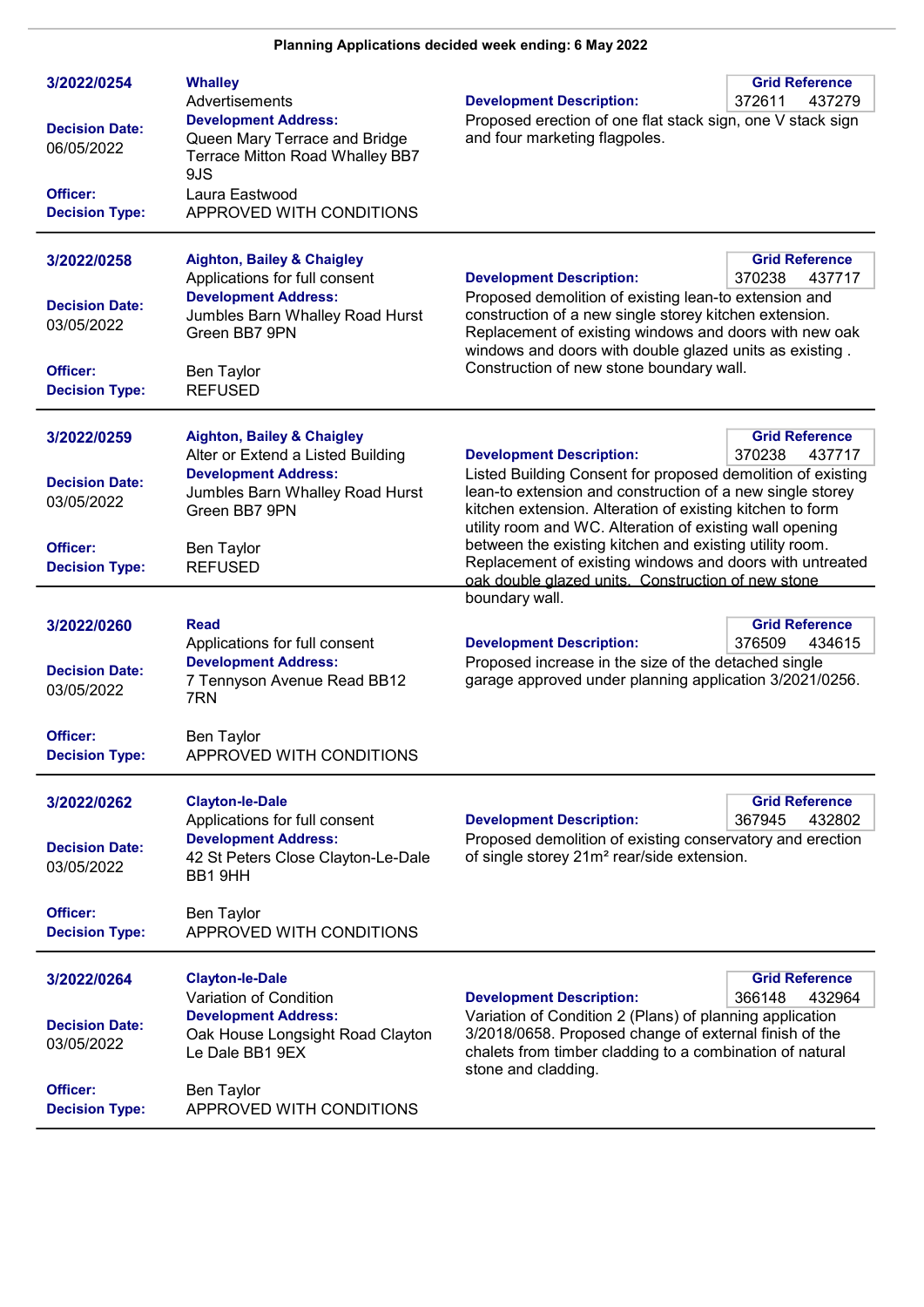**Planning Applications decided week ending: 6 May 2022**

| | | | |
|---|---|---|---|
| **3/2022/0254** | **Whalley** | | **Grid Reference** |
| | Advertisements | **Development Description:** | 372611 437279 |
| **Decision Date:** 06/05/2022 | **Development Address:** Queen Mary Terrace and Bridge Terrace Mitton Road Whalley BB7 9JS | Proposed erection of one flat stack sign, one V stack sign and four marketing flagpoles. | |
| **Officer:** | Laura Eastwood | | |
| **Decision Type:** | APPROVED WITH CONDITIONS | | |

| | | | |
|---|---|---|---|
| **3/2022/0258** | **Aighton, Bailey & Chaigley** | | **Grid Reference** |
| | Applications for full consent | **Development Description:** | 370238 437717 |
| **Decision Date:** 03/05/2022 | **Development Address:** Jumbles Barn Whalley Road Hurst Green BB7 9PN | Proposed demolition of existing lean-to extension and construction of a new single storey kitchen extension. Replacement of existing windows and doors with new oak windows and doors with double glazed units as existing . Construction of new stone boundary wall. | |
| **Officer:** | Ben Taylor | | |
| **Decision Type:** | REFUSED | | |

| | | | |
|---|---|---|---|
| **3/2022/0259** | **Aighton, Bailey & Chaigley** | | **Grid Reference** |
| | Alter or Extend a Listed Building | **Development Description:** | 370238 437717 |
| **Decision Date:** 03/05/2022 | **Development Address:** Jumbles Barn Whalley Road Hurst Green BB7 9PN | Listed Building Consent for proposed demolition of existing lean-to extension and construction of a new single storey kitchen extension. Alteration of existing kitchen to form utility room and WC. Alteration of existing wall opening between the existing kitchen and existing utility room. Replacement of existing windows and doors with untreated oak double glazed units. Construction of new stone boundary wall. | |
| **Officer:** | Ben Taylor | | |
| **Decision Type:** | REFUSED | | |

| | | | |
|---|---|---|---|
| **3/2022/0260** | **Read** | | **Grid Reference** |
| | Applications for full consent | **Development Description:** | 376509 434615 |
| **Decision Date:** 03/05/2022 | **Development Address:** 7 Tennyson Avenue Read BB12 7RN | Proposed increase in the size of the detached single garage approved under planning application 3/2021/0256. | |
| **Officer:** | Ben Taylor | | |
| **Decision Type:** | APPROVED WITH CONDITIONS | | |

| | | | |
|---|---|---|---|
| **3/2022/0262** | **Clayton-le-Dale** | | **Grid Reference** |
| | Applications for full consent | **Development Description:** | 367945 432802 |
| **Decision Date:** 03/05/2022 | **Development Address:** 42 St Peters Close Clayton-Le-Dale BB1 9HH | Proposed demolition of existing conservatory and erection of single storey 21m² rear/side extension. | |
| **Officer:** | Ben Taylor | | |
| **Decision Type:** | APPROVED WITH CONDITIONS | | |

| | | | |
|---|---|---|---|
| **3/2022/0264** | **Clayton-le-Dale** | | **Grid Reference** |
| | Variation of Condition | **Development Description:** | 366148 432964 |
| **Decision Date:** 03/05/2022 | **Development Address:** Oak House Longsight Road Clayton Le Dale BB1 9EX | Variation of Condition 2 (Plans) of planning application 3/2018/0658. Proposed change of external finish of the chalets from timber cladding to a combination of natural stone and cladding. | |
| **Officer:** | Ben Taylor | | |
| **Decision Type:** | APPROVED WITH CONDITIONS | | |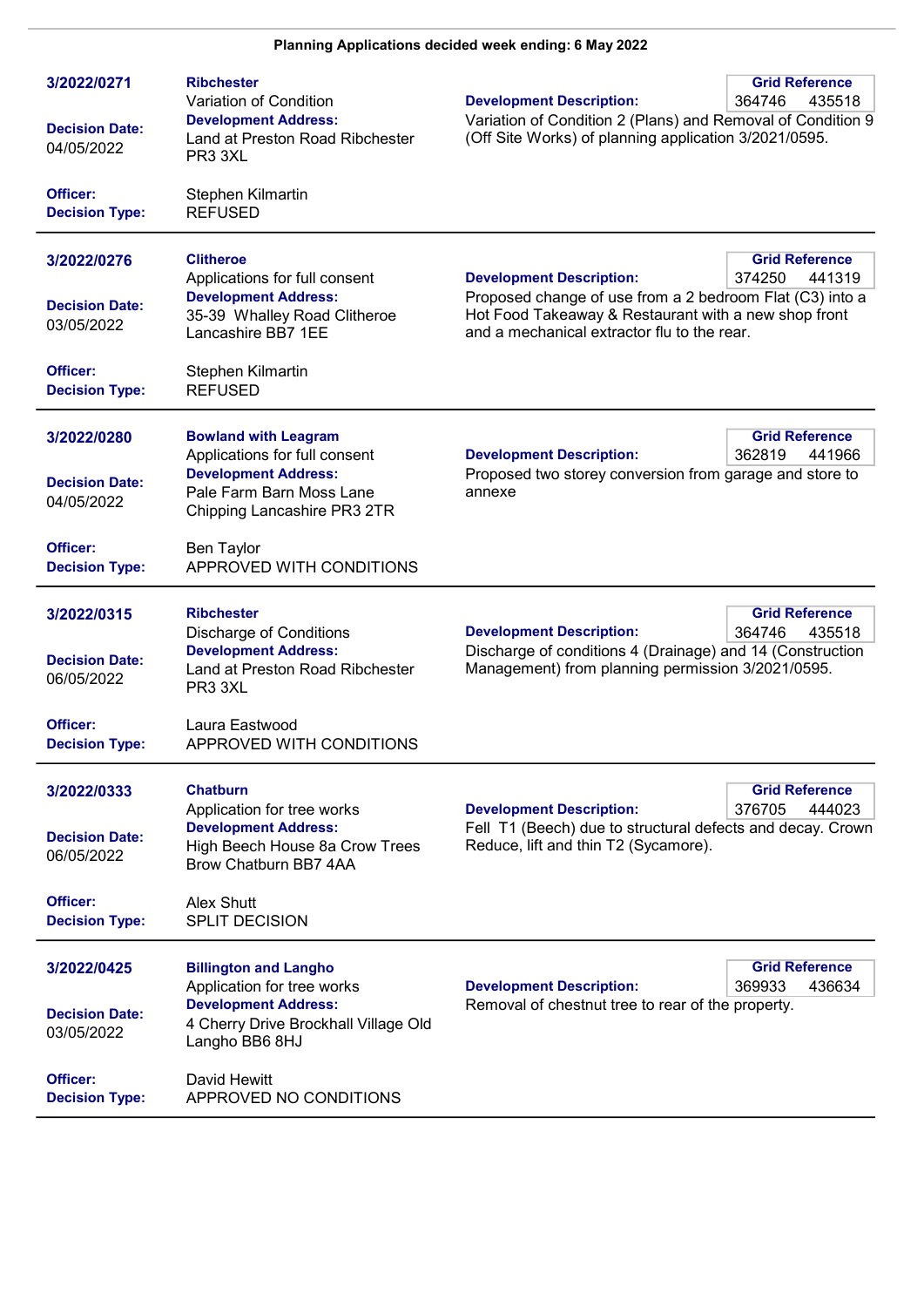**Planning Applications decided week ending: 6 May 2022**

---

**3/2022/0271**

**Ribchester**
Variation of Condition

**Development Address:**
Land at Preston Road Ribchester PR3 3XL

**Decision Date:** 04/05/2022

**Officer:** Stephen Kilmartin
**Decision Type:** REFUSED

**Development Description:**
Variation of Condition 2 (Plans) and Removal of Condition 9 (Off Site Works) of planning application 3/2021/0595.

**Grid Reference:** 364746 435518

---

**3/2022/0276**

**Clitheroe**
Applications for full consent

**Development Address:**
35-39 Whalley Road Clitheroe Lancashire BB7 1EE

**Decision Date:** 03/05/2022

**Officer:** Stephen Kilmartin
**Decision Type:** REFUSED

**Development Description:**
Proposed change of use from a 2 bedroom Flat (C3) into a Hot Food Takeaway & Restaurant with a new shop front and a mechanical extractor flu to the rear.

**Grid Reference:** 374250 441319

---

**3/2022/0280**

**Bowland with Leagram**
Applications for full consent

**Development Address:**
Pale Farm Barn Moss Lane Chipping Lancashire PR3 2TR

**Decision Date:** 04/05/2022

**Officer:** Ben Taylor
**Decision Type:** APPROVED WITH CONDITIONS

**Development Description:**
Proposed two storey conversion from garage and store to annexe

**Grid Reference:** 362819 441966

---

**3/2022/0315**

**Ribchester**
Discharge of Conditions

**Development Address:**
Land at Preston Road Ribchester PR3 3XL

**Decision Date:** 06/05/2022

**Officer:** Laura Eastwood
**Decision Type:** APPROVED WITH CONDITIONS

**Development Description:**
Discharge of conditions 4 (Drainage) and 14 (Construction Management) from planning permission 3/2021/0595.

**Grid Reference:** 364746 435518

---

**3/2022/0333**

**Chatburn**
Application for tree works

**Development Address:**
High Beech House 8a Crow Trees Brow Chatburn BB7 4AA

**Decision Date:** 06/05/2022

**Officer:** Alex Shutt
**Decision Type:** SPLIT DECISION

**Development Description:**
Fell T1 (Beech) due to structural defects and decay. Crown Reduce, lift and thin T2 (Sycamore).

**Grid Reference:** 376705 444023

---

**3/2022/0425**

**Billington and Langho**
Application for tree works

**Development Address:**
4 Cherry Drive Brockhall Village Old Langho BB6 8HJ

**Decision Date:** 03/05/2022

**Officer:** David Hewitt
**Decision Type:** APPROVED NO CONDITIONS

**Development Description:**
Removal of chestnut tree to rear of the property.

**Grid Reference:** 369933 436634

---